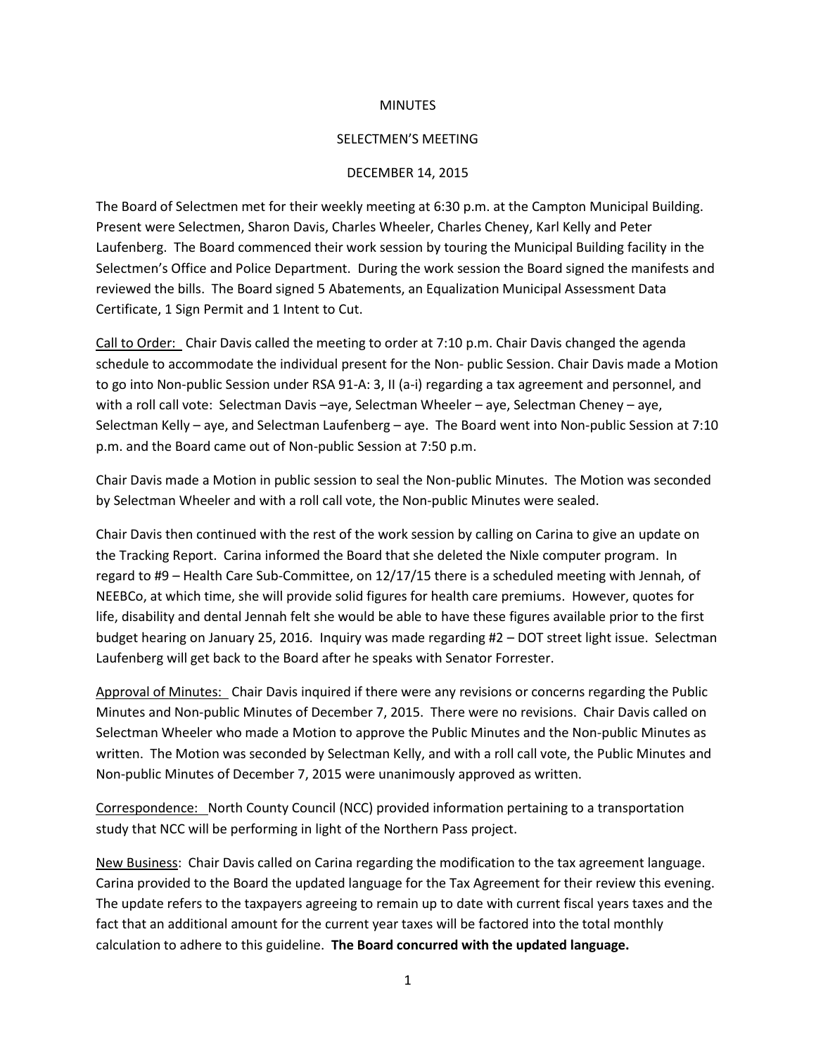MINUTES

SELECTMEN'S MEETING

DECEMBER 14, 2015

The Board of Selectmen met for their weekly meeting at 6:30 p.m. at the Campton Municipal Building. Present were Selectmen, Sharon Davis, Charles Wheeler, Charles Cheney, Karl Kelly and Peter Laufenberg. The Board commenced their work session by touring the Municipal Building facility in the Selectmen's Office and Police Department. During the work session the Board signed the manifests and reviewed the bills. The Board signed 5 Abatements, an Equalization Municipal Assessment Data Certificate, 1 Sign Permit and 1 Intent to Cut.

Call to Order: Chair Davis called the meeting to order at 7:10 p.m. Chair Davis changed the agenda schedule to accommodate the individual present for the Non- public Session. Chair Davis made a Motion to go into Non-public Session under RSA 91-A: 3, II (a-i) regarding a tax agreement and personnel, and with a roll call vote: Selectman Davis –aye, Selectman Wheeler – aye, Selectman Cheney – aye, Selectman Kelly – aye, and Selectman Laufenberg – aye. The Board went into Non-public Session at 7:10 p.m. and the Board came out of Non-public Session at 7:50 p.m.

Chair Davis made a Motion in public session to seal the Non-public Minutes. The Motion was seconded by Selectman Wheeler and with a roll call vote, the Non-public Minutes were sealed.

Chair Davis then continued with the rest of the work session by calling on Carina to give an update on the Tracking Report. Carina informed the Board that she deleted the Nixle computer program. In regard to #9 – Health Care Sub-Committee, on 12/17/15 there is a scheduled meeting with Jennah, of NEEBCo, at which time, she will provide solid figures for health care premiums. However, quotes for life, disability and dental Jennah felt she would be able to have these figures available prior to the first budget hearing on January 25, 2016. Inquiry was made regarding #2 – DOT street light issue. Selectman Laufenberg will get back to the Board after he speaks with Senator Forrester.

Approval of Minutes: Chair Davis inquired if there were any revisions or concerns regarding the Public Minutes and Non-public Minutes of December 7, 2015. There were no revisions. Chair Davis called on Selectman Wheeler who made a Motion to approve the Public Minutes and the Non-public Minutes as written. The Motion was seconded by Selectman Kelly, and with a roll call vote, the Public Minutes and Non-public Minutes of December 7, 2015 were unanimously approved as written.

Correspondence: North County Council (NCC) provided information pertaining to a transportation study that NCC will be performing in light of the Northern Pass project.

New Business: Chair Davis called on Carina regarding the modification to the tax agreement language. Carina provided to the Board the updated language for the Tax Agreement for their review this evening. The update refers to the taxpayers agreeing to remain up to date with current fiscal years taxes and the fact that an additional amount for the current year taxes will be factored into the total monthly calculation to adhere to this guideline. **The Board concurred with the updated language.**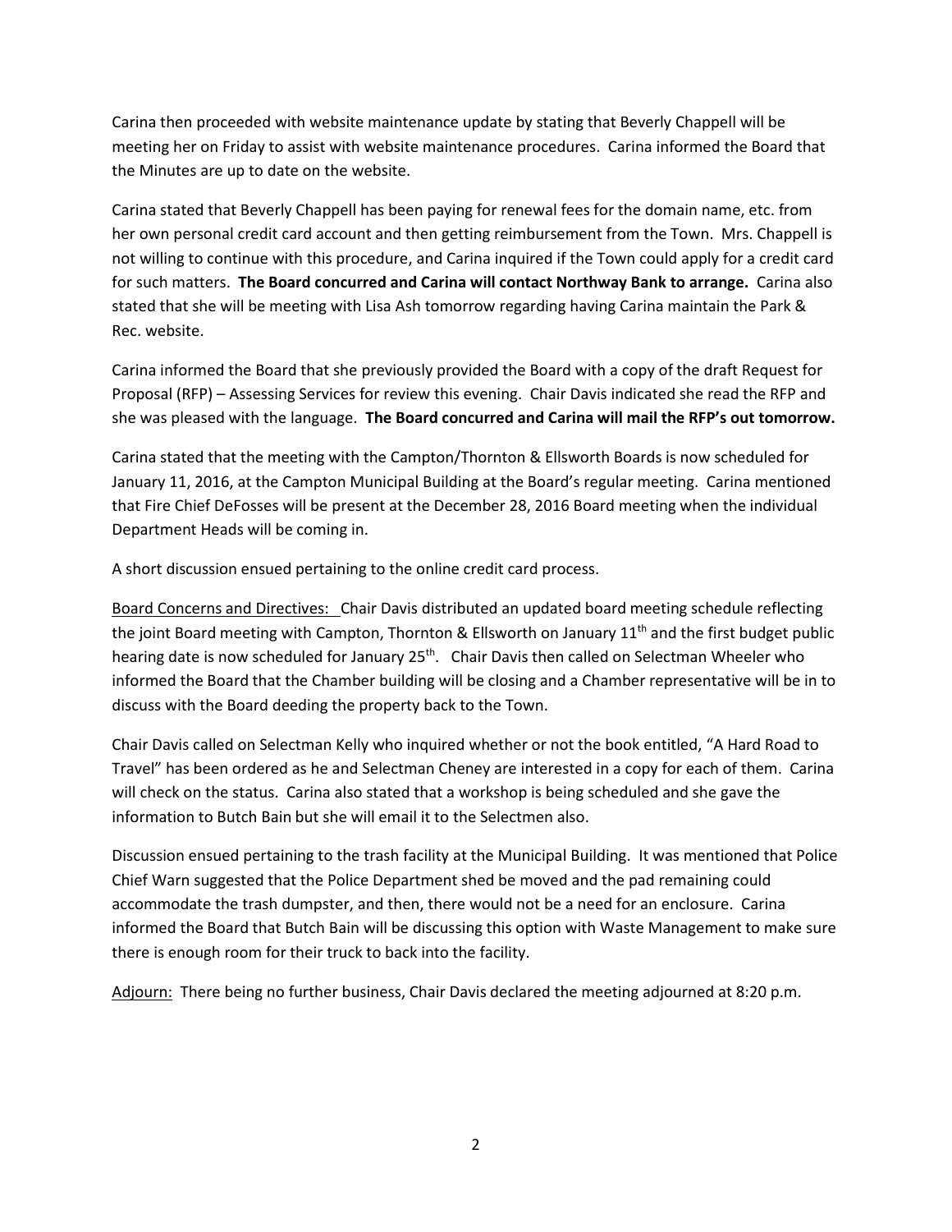Carina then proceeded with website maintenance update by stating that Beverly Chappell will be meeting her on Friday to assist with website maintenance procedures. Carina informed the Board that the Minutes are up to date on the website.

Carina stated that Beverly Chappell has been paying for renewal fees for the domain name, etc. from her own personal credit card account and then getting reimbursement from the Town. Mrs. Chappell is not willing to continue with this procedure, and Carina inquired if the Town could apply for a credit card for such matters. **The Board concurred and Carina will contact Northway Bank to arrange.** Carina also stated that she will be meeting with Lisa Ash tomorrow regarding having Carina maintain the Park & Rec. website.

Carina informed the Board that she previously provided the Board with a copy of the draft Request for Proposal (RFP) – Assessing Services for review this evening. Chair Davis indicated she read the RFP and she was pleased with the language. **The Board concurred and Carina will mail the RFP's out tomorrow.**

Carina stated that the meeting with the Campton/Thornton & Ellsworth Boards is now scheduled for January 11, 2016, at the Campton Municipal Building at the Board's regular meeting. Carina mentioned that Fire Chief DeFosses will be present at the December 28, 2016 Board meeting when the individual Department Heads will be coming in.

A short discussion ensued pertaining to the online credit card process.

<u>Board Concerns and Directives:</u> Chair Davis distributed an updated board meeting schedule reflecting the joint Board meeting with Campton, Thornton & Ellsworth on January 11th and the first budget public hearing date is now scheduled for January 25th. Chair Davis then called on Selectman Wheeler who informed the Board that the Chamber building will be closing and a Chamber representative will be in to discuss with the Board deeding the property back to the Town.

Chair Davis called on Selectman Kelly who inquired whether or not the book entitled, "A Hard Road to Travel" has been ordered as he and Selectman Cheney are interested in a copy for each of them. Carina will check on the status. Carina also stated that a workshop is being scheduled and she gave the information to Butch Bain but she will email it to the Selectmen also.

Discussion ensued pertaining to the trash facility at the Municipal Building. It was mentioned that Police Chief Warn suggested that the Police Department shed be moved and the pad remaining could accommodate the trash dumpster, and then, there would not be a need for an enclosure. Carina informed the Board that Butch Bain will be discussing this option with Waste Management to make sure there is enough room for their truck to back into the facility.

<u>Adjourn:</u> There being no further business, Chair Davis declared the meeting adjourned at 8:20 p.m.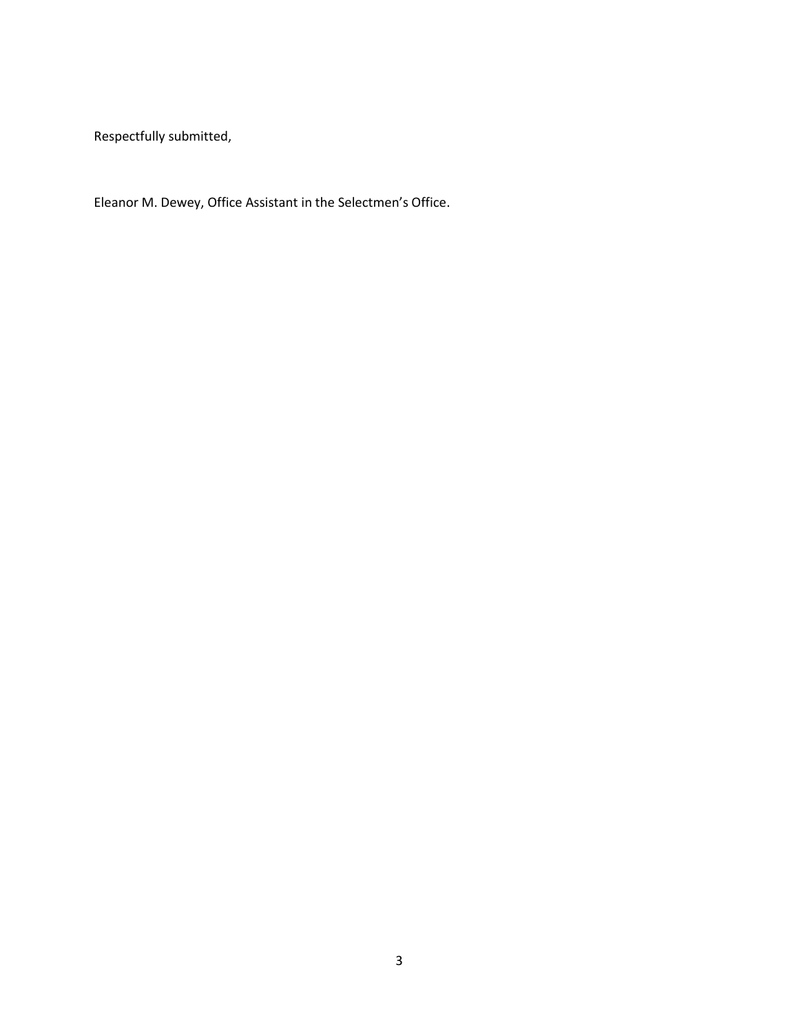Respectfully submitted,

Eleanor M. Dewey, Office Assistant in the Selectmen's Office.